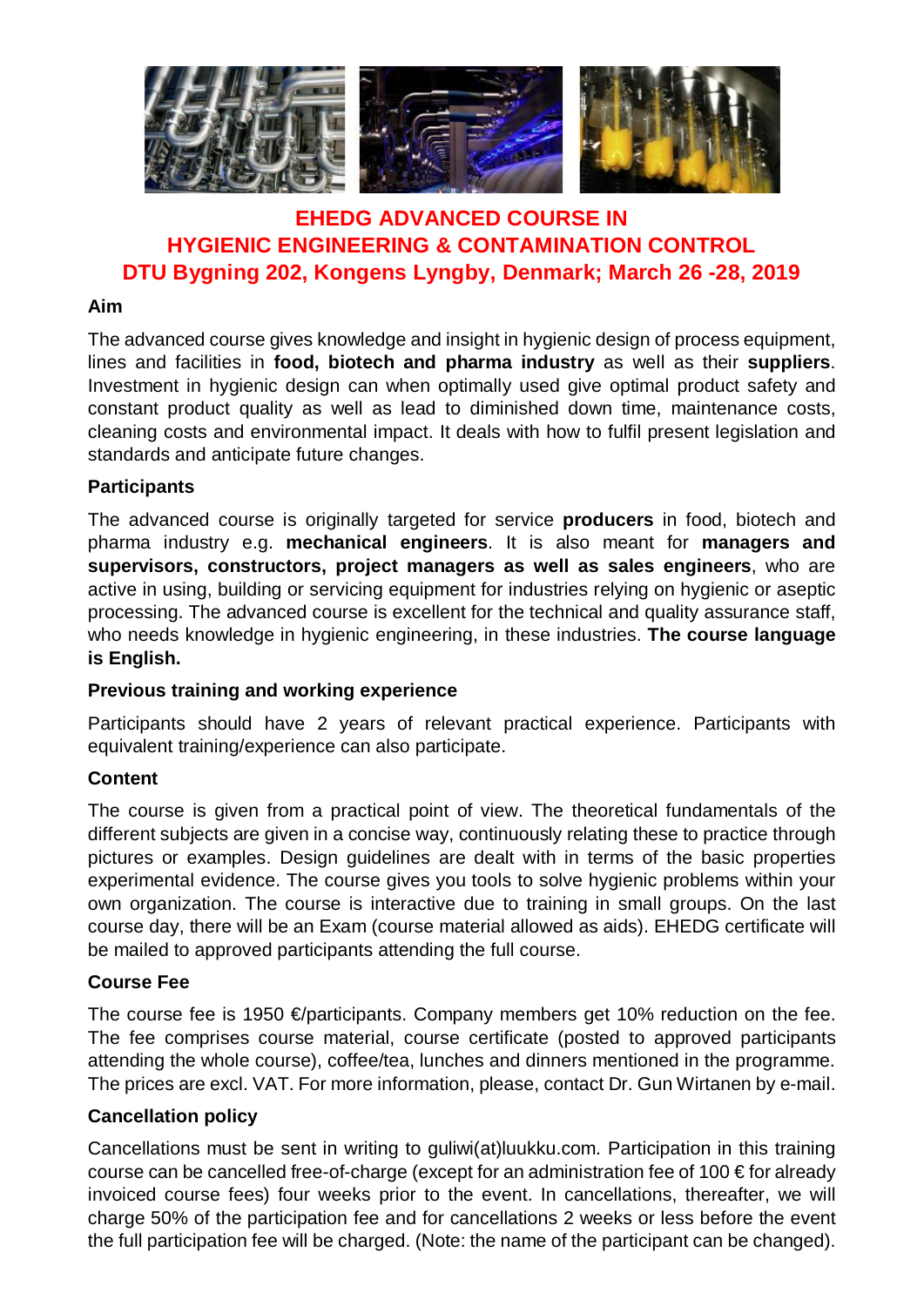# EHEDG ADVANCED COURSE IN HYGIENIC ENGINEERING & CONTAMINATION CONTROL DTU Bygning 202, Kongens Lyngby, Denmark; March 26 -28, 2019

## Aim

The advanced course gives knowledge and insight in hygienic design of process equipment, lines and facilities in **food, biotech and pharma industry** as well as their **suppliers**. Investment in hygienic design can when optimally used give optimal product safety and constant product quality as well as lead to diminished down time, maintenance costs, cleaning costs and environmental impact. It deals with how to fulfil present legislation and standards and anticipate future changes.

## Participants

The advanced course is originally targeted for service **producers** in food, biotech and pharma industry e.g. **mechanical engineers**. It is also meant for **managers and supervisors, constructors, project managers as well as sales engineers**, who are active in using, building or servicing equipment for industries relying on hygienic or aseptic processing. The advanced course is excellent for the technical and quality assurance staff, who needs knowledge in hygienic engineering, in these industries. **The course language is English.**

## Previous training and working experience

Participants should have 2 years of relevant practical experience. Participants with equivalent training/experience can also participate.

## Content

The course is given from a practical point of view. The theoretical fundamentals of the different subjects are given in a concise way, continuously relating these to practice through pictures or examples. Design guidelines are dealt with in terms of the basic properties experimental evidence. The course gives you tools to solve hygienic problems within your own organization. The course is interactive due to training in small groups. On the last course day, there will be an Exam (course material allowed as aids). EHEDG certificate will be mailed to approved participants attending the full course.

## Course Fee

The course fee is 1950 €/participants. Company members get 10% reduction on the fee. The fee comprises course material, course certificate (posted to approved participants attending the whole course), coffee/tea, lunches and dinners mentioned in the programme. The prices are excl. VAT. For more information, please, contact Dr. Gun Wirtanen by e-mail.

## Cancellation policy

Cancellations must be sent in writing to guliwi(at)luukku.com. Participation in this training course can be cancelled free-of-charge (except for an administration fee of 100 € for already invoiced course fees) four weeks prior to the event. In cancellations, thereafter, we will charge 50% of the participation fee and for cancellations 2 weeks or less before the event the full participation fee will be charged. (Note: the name of the participant can be changed).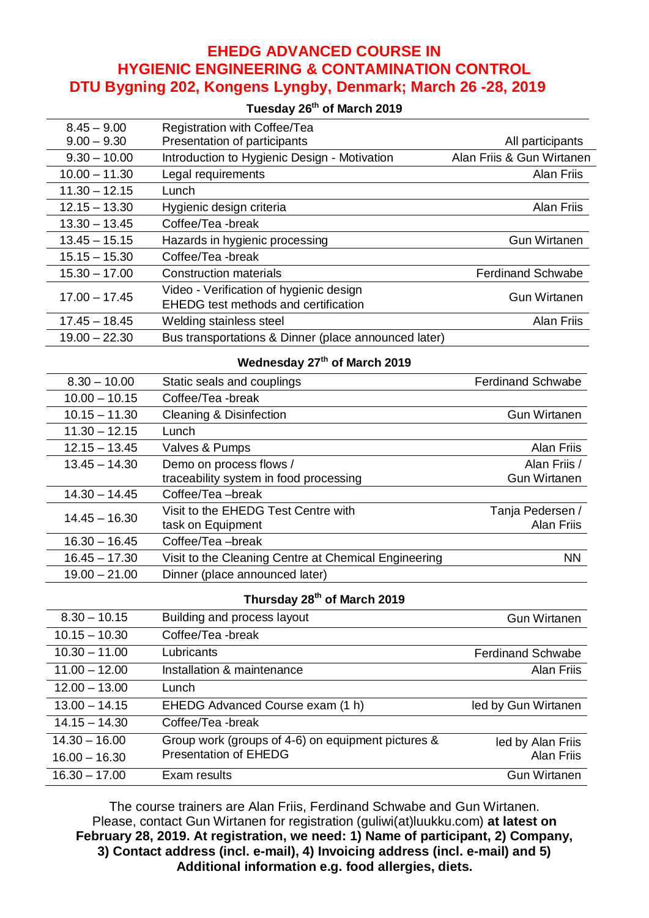# EHEDG ADVANCED COURSE IN HYGIENIC ENGINEERING & CONTAMINATION CONTROL
# DTU Bygning 202, Kongens Lyngby, Denmark; March 26 -28, 2019

### Tuesday 26th of March 2019

| | | |
|---|---|---|
| 8.45 – 9.00<br>9.00 – 9.30 | Registration with Coffee/Tea<br>Presentation of participants | All participants |
| 9.30 – 10.00 | Introduction to Hygienic Design - Motivation | Alan Friis & Gun Wirtanen |
| 10.00 – 11.30 | Legal requirements | Alan Friis |
| 11.30 – 12.15 | Lunch | |
| 12.15 – 13.30 | Hygienic design criteria | Alan Friis |
| 13.30 – 13.45 | Coffee/Tea -break | |
| 13.45 – 15.15 | Hazards in hygienic processing | Gun Wirtanen |
| 15.15 – 15.30 | Coffee/Tea -break | |
| 15.30 – 17.00 | Construction materials | Ferdinand Schwabe |
| 17.00 – 17.45 | Video - Verification of hygienic design<br>EHEDG test methods and certification | Gun Wirtanen |
| 17.45 – 18.45 | Welding stainless steel | Alan Friis |
| 19.00 – 22.30 | Bus transportations & Dinner (place announced later) | |

### Wednesday 27th of March 2019

| | | |
|---|---|---|
| 8.30 – 10.00 | Static seals and couplings | Ferdinand Schwabe |
| 10.00 – 10.15 | Coffee/Tea -break | |
| 10.15 – 11.30 | Cleaning & Disinfection | Gun Wirtanen |
| 11.30 – 12.15 | Lunch | |
| 12.15 – 13.45 | Valves & Pumps | Alan Friis |
| 13.45 – 14.30 | Demo on process flows /<br>traceability system in food processing | Alan Friis /<br>Gun Wirtanen |
| 14.30 – 14.45 | Coffee/Tea –break | |
| 14.45 – 16.30 | Visit to the EHEDG Test Centre with<br>task on Equipment | Tanja Pedersen /<br>Alan Friis |
| 16.30 – 16.45 | Coffee/Tea –break | |
| 16.45 – 17.30 | Visit to the Cleaning Centre at Chemical Engineering | NN |
| 19.00 – 21.00 | Dinner (place announced later) | |

### Thursday 28th of March 2019

| | | |
|---|---|---|
| 8.30 – 10.15 | Building and process layout | Gun Wirtanen |
| 10.15 – 10.30 | Coffee/Tea -break | |
| 10.30 – 11.00 | Lubricants | Ferdinand Schwabe |
| 11.00 – 12.00 | Installation & maintenance | Alan Friis |
| 12.00 – 13.00 | Lunch | |
| 13.00 – 14.15 | EHEDG Advanced Course exam (1 h) | led by Gun Wirtanen |
| 14.15 – 14.30 | Coffee/Tea -break | |
| 14.30 – 16.00<br>16.00 – 16.30 | Group work (groups of 4-6) on equipment pictures &<br>Presentation of EHEDG | led by Alan Friis<br>Alan Friis |
| 16.30 – 17.00 | Exam results | Gun Wirtanen |

The course trainers are Alan Friis, Ferdinand Schwabe and Gun Wirtanen.
Please, contact Gun Wirtanen for registration (guliwi(at)luukku.com) **at latest on February 28, 2019. At registration, we need: 1) Name of participant, 2) Company, 3) Contact address (incl. e-mail), 4) Invoicing address (incl. e-mail) and 5) Additional information e.g. food allergies, diets.**